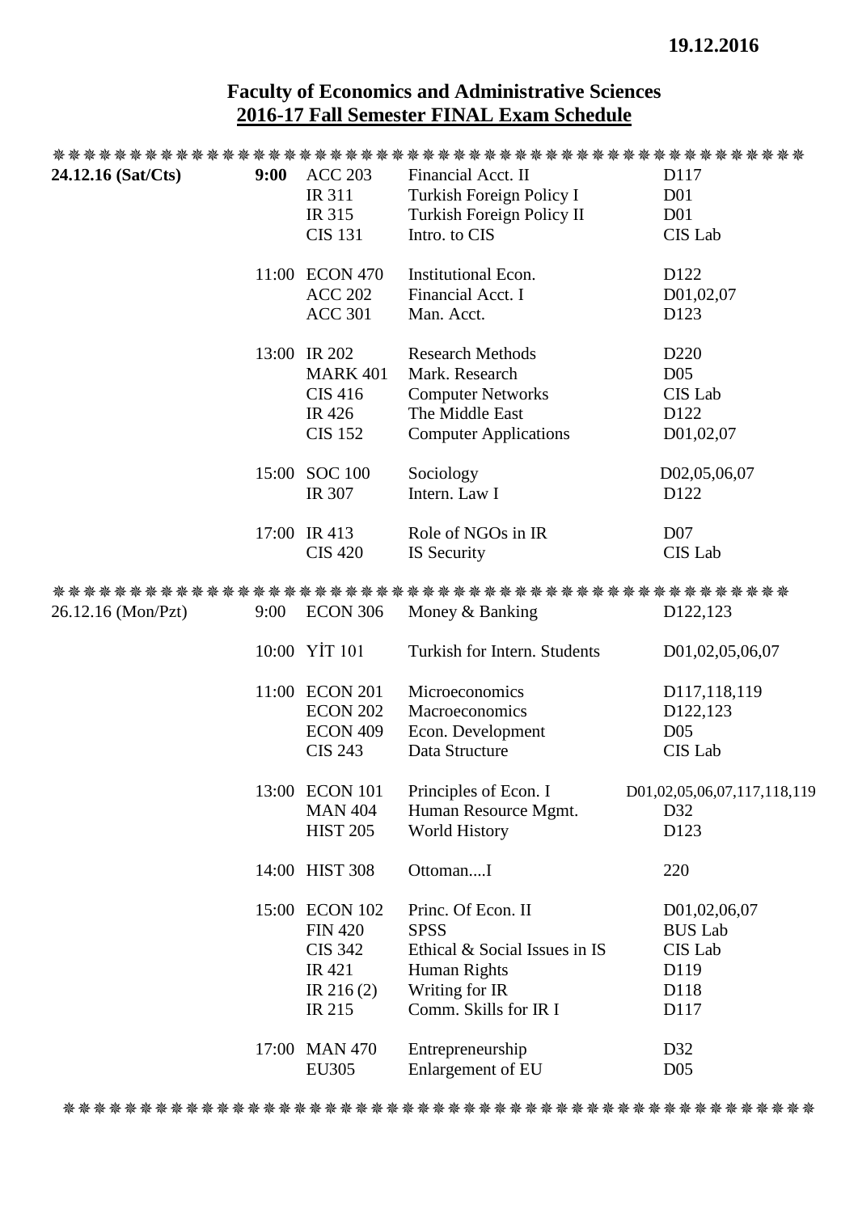19.12.2016

## Faculty of Economics and Administrative Sciences
## 2016-17 Fall Semester FINAL Exam Schedule

| Date | Time | Course | Title | Room |
|---|---|---|---|---|
| **24.12.16 (Sat/Cts)** | **9:00** | ACC 203 | Financial Acct. II | D117 |
| | | IR 311 | Turkish Foreign Policy I | D01 |
| | | IR 315 | Turkish Foreign Policy II | D01 |
| | | CIS 131 | Intro. to CIS | CIS Lab |
| | 11:00 | ECON 470 | Institutional Econ. | D122 |
| | | ACC 202 | Financial Acct. I | D01,02,07 |
| | | ACC 301 | Man. Acct. | D123 |
| | 13:00 | IR 202 | Research Methods | D220 |
| | | MARK 401 | Mark. Research | D05 |
| | | CIS 416 | Computer Networks | CIS Lab |
| | | IR 426 | The Middle East | D122 |
| | | CIS 152 | Computer Applications | D01,02,07 |
| | 15:00 | SOC 100 | Sociology | D02,05,06,07 |
| | | IR 307 | Intern. Law I | D122 |
| | 17:00 | IR 413 | Role of NGOs in IR | D07 |
| | | CIS 420 | IS Security | CIS Lab |
| 26.12.16 (Mon/Pzt) | 9:00 | ECON 306 | Money & Banking | D122,123 |
| | 10:00 | YİT 101 | Turkish for Intern. Students | D01,02,05,06,07 |
| | 11:00 | ECON 201 | Microeconomics | D117,118,119 |
| | | ECON 202 | Macroeconomics | D122,123 |
| | | ECON 409 | Econ. Development | D05 |
| | | CIS 243 | Data Structure | CIS Lab |
| | 13:00 | ECON 101 | Principles of Econ. I | D01,02,05,06,07,117,118,119 |
| | | MAN 404 | Human Resource Mgmt. | D32 |
| | | HIST 205 | World History | D123 |
| | 14:00 | HIST 308 | Ottoman....I | 220 |
| | 15:00 | ECON 102 | Princ. Of Econ. II | D01,02,06,07 |
| | | FIN 420 | SPSS | BUS Lab |
| | | CIS 342 | Ethical & Social Issues in IS | CIS Lab |
| | | IR 421 | Human Rights | D119 |
| | | IR 216 (2) | Writing for IR | D118 |
| | | IR 215 | Comm. Skills for IR I | D117 |
| | 17:00 | MAN 470 | Entrepreneurship | D32 |
| | | EU305 | Enlargement of EU | D05 |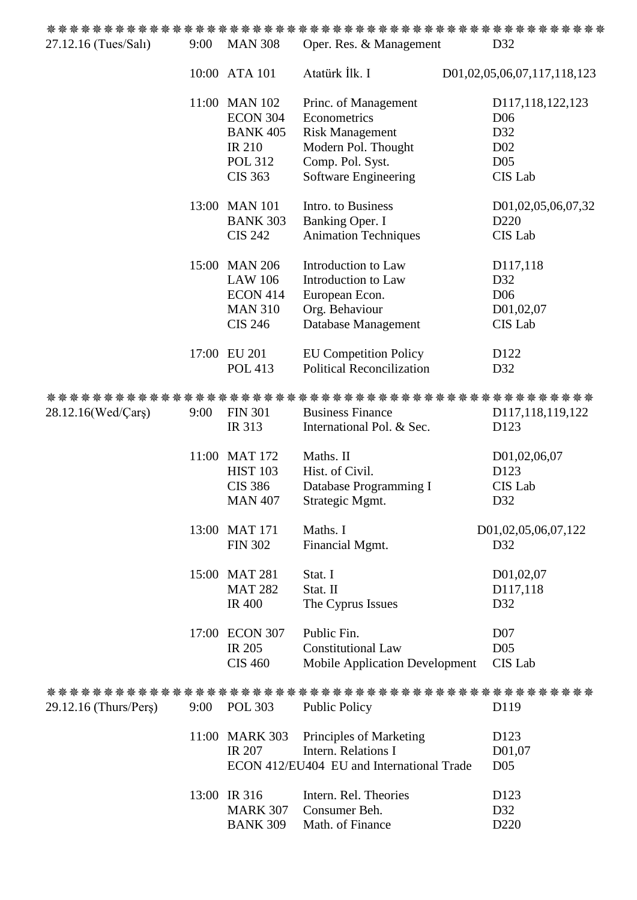| Date | Time | Code | Course | Room |
|---|---|---|---|---|
| 27.12.16 (Tues/Salı) | 9:00 | MAN 308 | Oper. Res. & Management | D32 |
| | 10:00 | ATA 101 | Atatürk İlk. I | D01,02,05,06,07,117,118,123 |
| | 11:00 | MAN 102 | Princ. of Management | D117,118,122,123 |
| | | ECON 304 | Econometrics | D06 |
| | | BANK 405 | Risk Management | D32 |
| | | IR 210 | Modern Pol. Thought | D02 |
| | | POL 312 | Comp. Pol. Syst. | D05 |
| | | CIS 363 | Software Engineering | CIS Lab |
| | 13:00 | MAN 101 | Intro. to Business | D01,02,05,06,07,32 |
| | | BANK 303 | Banking Oper. I | D220 |
| | | CIS 242 | Animation Techniques | CIS Lab |
| | 15:00 | MAN 206 | Introduction to Law | D117,118 |
| | | LAW 106 | Introduction to Law | D32 |
| | | ECON 414 | European Econ. | D06 |
| | | MAN 310 | Org. Behaviour | D01,02,07 |
| | | CIS 246 | Database Management | CIS Lab |
| | 17:00 | EU 201 | EU Competition Policy | D122 |
| | | POL 413 | Political Reconcilization | D32 |
| 28.12.16(Wed/Çarş) | 9:00 | FIN 301 | Business Finance | D117,118,119,122 |
| | | IR 313 | International Pol. & Sec. | D123 |
| | 11:00 | MAT 172 | Maths. II | D01,02,06,07 |
| | | HIST 103 | Hist. of Civil. | D123 |
| | | CIS 386 | Database Programming I | CIS Lab |
| | | MAN 407 | Strategic Mgmt. | D32 |
| | 13:00 | MAT 171 | Maths. I | D01,02,05,06,07,122 |
| | | FIN 302 | Financial Mgmt. | D32 |
| | 15:00 | MAT 281 | Stat. I | D01,02,07 |
| | | MAT 282 | Stat. II | D117,118 |
| | | IR 400 | The Cyprus Issues | D32 |
| | 17:00 | ECON 307 | Public Fin. | D07 |
| | | IR 205 | Constitutional Law | D05 |
| | | CIS 460 | Mobile Application Development | CIS Lab |
| 29.12.16 (Thurs/Perş) | 9:00 | POL 303 | Public Policy | D119 |
| | 11:00 | MARK 303 | Principles of Marketing | D123 |
| | | IR 207 | Intern. Relations I | D01,07 |
| | | ECON 412/EU404 | EU and International Trade | D05 |
| | 13:00 | IR 316 | Intern. Rel. Theories | D123 |
| | | MARK 307 | Consumer Beh. | D32 |
| | | BANK 309 | Math. of Finance | D220 |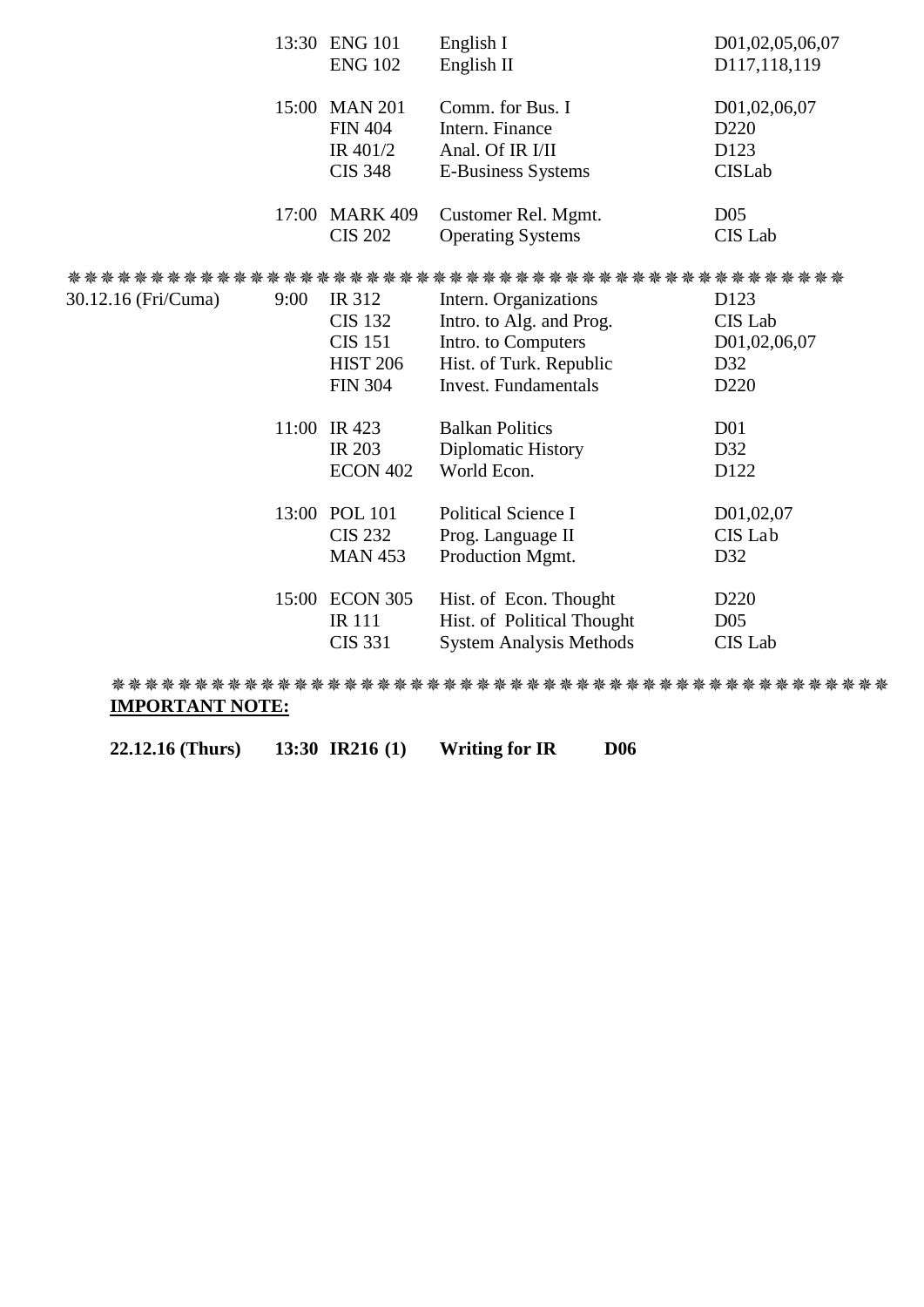| | | | | |
|---|---|---|---|---|
| | 13:30 | ENG 101 | English I | D01,02,05,06,07 |
| | | ENG 102 | English II | D117,118,119 |
| | 15:00 | MAN 201 | Comm. for Bus. I | D01,02,06,07 |
| | | FIN 404 | Intern. Finance | D220 |
| | | IR 401/2 | Anal. Of IR I/II | D123 |
| | | CIS 348 | E-Business Systems | CISLab |
| | 17:00 | MARK 409 | Customer Rel. Mgmt. | D05 |
| | | CIS 202 | Operating Systems | CIS Lab |

❋❋❋❋❋❋❋❋❋❋❋❋❋❋❋❋❋❋❋❋❋❋❋❋❋❋❋❋❋❋❋❋❋❋❋❋❋❋❋❋❋❋❋❋❋❋❋❋❋

| | | | | |
|---|---|---|---|---|
| 30.12.16 (Fri/Cuma) | 9:00 | IR 312 | Intern. Organizations | D123 |
| | | CIS 132 | Intro. to Alg. and Prog. | CIS Lab |
| | | CIS 151 | Intro. to Computers | D01,02,06,07 |
| | | HIST 206 | Hist. of Turk. Republic | D32 |
| | | FIN 304 | Invest. Fundamentals | D220 |
| | 11:00 | IR 423 | Balkan Politics | D01 |
| | | IR 203 | Diplomatic History | D32 |
| | | ECON 402 | World Econ. | D122 |
| | 13:00 | POL 101 | Political Science I | D01,02,07 |
| | | CIS 232 | Prog. Language II | CIS Lab |
| | | MAN 453 | Production Mgmt. | D32 |
| | 15:00 | ECON 305 | Hist. of Econ. Thought | D220 |
| | | IR 111 | Hist. of Political Thought | D05 |
| | | CIS 331 | System Analysis Methods | CIS Lab |

❋❋❋❋❋❋❋❋❋❋❋❋❋❋❋❋❋❋❋❋❋❋❋❋❋❋❋❋❋❋❋❋❋❋❋❋❋❋❋❋❋❋❋❋❋❋❋❋❋

**IMPORTANT NOTE:**

**22.12.16 (Thurs)  13:30  IR216 (1)  Writing for IR  D06**